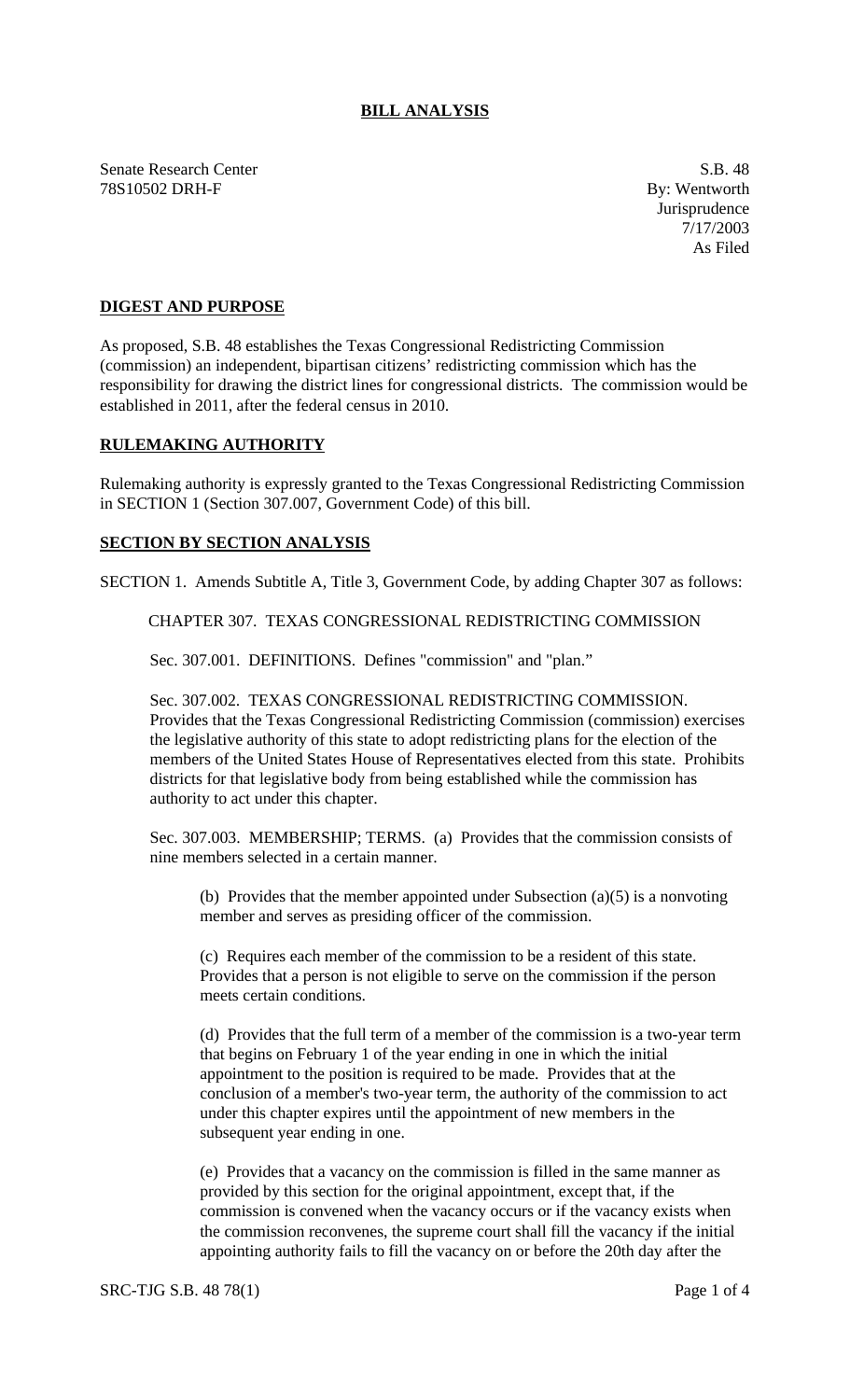# BILL ANALYSIS

Senate Research Center
78S10502 DRH-F

S.B. 48
By: Wentworth
Jurisprudence
7/17/2003
As Filed

## DIGEST AND PURPOSE

As proposed, S.B. 48 establishes the Texas Congressional Redistricting Commission (commission) an independent, bipartisan citizens' redistricting commission which has the responsibility for drawing the district lines for congressional districts. The commission would be established in 2011, after the federal census in 2010.

## RULEMAKING AUTHORITY

Rulemaking authority is expressly granted to the Texas Congressional Redistricting Commission in SECTION 1 (Section 307.007, Government Code) of this bill.

## SECTION BY SECTION ANALYSIS

SECTION 1. Amends Subtitle A, Title 3, Government Code, by adding Chapter 307 as follows:

CHAPTER 307. TEXAS CONGRESSIONAL REDISTRICTING COMMISSION

Sec. 307.001. DEFINITIONS. Defines "commission" and "plan."

Sec. 307.002. TEXAS CONGRESSIONAL REDISTRICTING COMMISSION. Provides that the Texas Congressional Redistricting Commission (commission) exercises the legislative authority of this state to adopt redistricting plans for the election of the members of the United States House of Representatives elected from this state. Prohibits districts for that legislative body from being established while the commission has authority to act under this chapter.

Sec. 307.003. MEMBERSHIP; TERMS. (a) Provides that the commission consists of nine members selected in a certain manner.

(b) Provides that the member appointed under Subsection (a)(5) is a nonvoting member and serves as presiding officer of the commission.

(c) Requires each member of the commission to be a resident of this state. Provides that a person is not eligible to serve on the commission if the person meets certain conditions.

(d) Provides that the full term of a member of the commission is a two-year term that begins on February 1 of the year ending in one in which the initial appointment to the position is required to be made. Provides that at the conclusion of a member's two-year term, the authority of the commission to act under this chapter expires until the appointment of new members in the subsequent year ending in one.

(e) Provides that a vacancy on the commission is filled in the same manner as provided by this section for the original appointment, except that, if the commission is convened when the vacancy occurs or if the vacancy exists when the commission reconvenes, the supreme court shall fill the vacancy if the initial appointing authority fails to fill the vacancy on or before the 20th day after the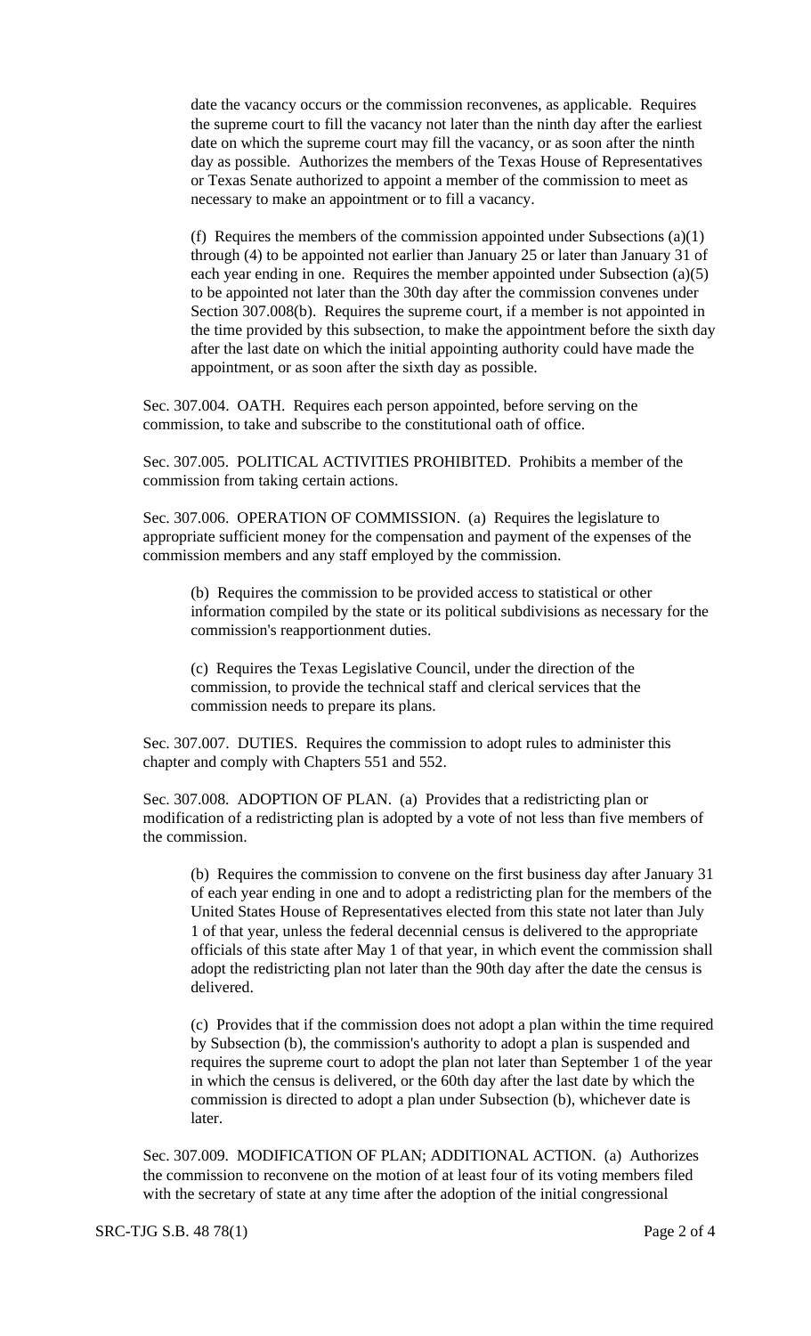date the vacancy occurs or the commission reconvenes, as applicable. Requires the supreme court to fill the vacancy not later than the ninth day after the earliest date on which the supreme court may fill the vacancy, or as soon after the ninth day as possible. Authorizes the members of the Texas House of Representatives or Texas Senate authorized to appoint a member of the commission to meet as necessary to make an appointment or to fill a vacancy.

(f) Requires the members of the commission appointed under Subsections (a)(1) through (4) to be appointed not earlier than January 25 or later than January 31 of each year ending in one. Requires the member appointed under Subsection (a)(5) to be appointed not later than the 30th day after the commission convenes under Section 307.008(b). Requires the supreme court, if a member is not appointed in the time provided by this subsection, to make the appointment before the sixth day after the last date on which the initial appointing authority could have made the appointment, or as soon after the sixth day as possible.

Sec. 307.004. OATH. Requires each person appointed, before serving on the commission, to take and subscribe to the constitutional oath of office.

Sec. 307.005. POLITICAL ACTIVITIES PROHIBITED. Prohibits a member of the commission from taking certain actions.

Sec. 307.006. OPERATION OF COMMISSION. (a) Requires the legislature to appropriate sufficient money for the compensation and payment of the expenses of the commission members and any staff employed by the commission.

(b) Requires the commission to be provided access to statistical or other information compiled by the state or its political subdivisions as necessary for the commission's reapportionment duties.

(c) Requires the Texas Legislative Council, under the direction of the commission, to provide the technical staff and clerical services that the commission needs to prepare its plans.

Sec. 307.007. DUTIES. Requires the commission to adopt rules to administer this chapter and comply with Chapters 551 and 552.

Sec. 307.008. ADOPTION OF PLAN. (a) Provides that a redistricting plan or modification of a redistricting plan is adopted by a vote of not less than five members of the commission.

(b) Requires the commission to convene on the first business day after January 31 of each year ending in one and to adopt a redistricting plan for the members of the United States House of Representatives elected from this state not later than July 1 of that year, unless the federal decennial census is delivered to the appropriate officials of this state after May 1 of that year, in which event the commission shall adopt the redistricting plan not later than the 90th day after the date the census is delivered.

(c) Provides that if the commission does not adopt a plan within the time required by Subsection (b), the commission's authority to adopt a plan is suspended and requires the supreme court to adopt the plan not later than September 1 of the year in which the census is delivered, or the 60th day after the last date by which the commission is directed to adopt a plan under Subsection (b), whichever date is later.

Sec. 307.009. MODIFICATION OF PLAN; ADDITIONAL ACTION. (a) Authorizes the commission to reconvene on the motion of at least four of its voting members filed with the secretary of state at any time after the adoption of the initial congressional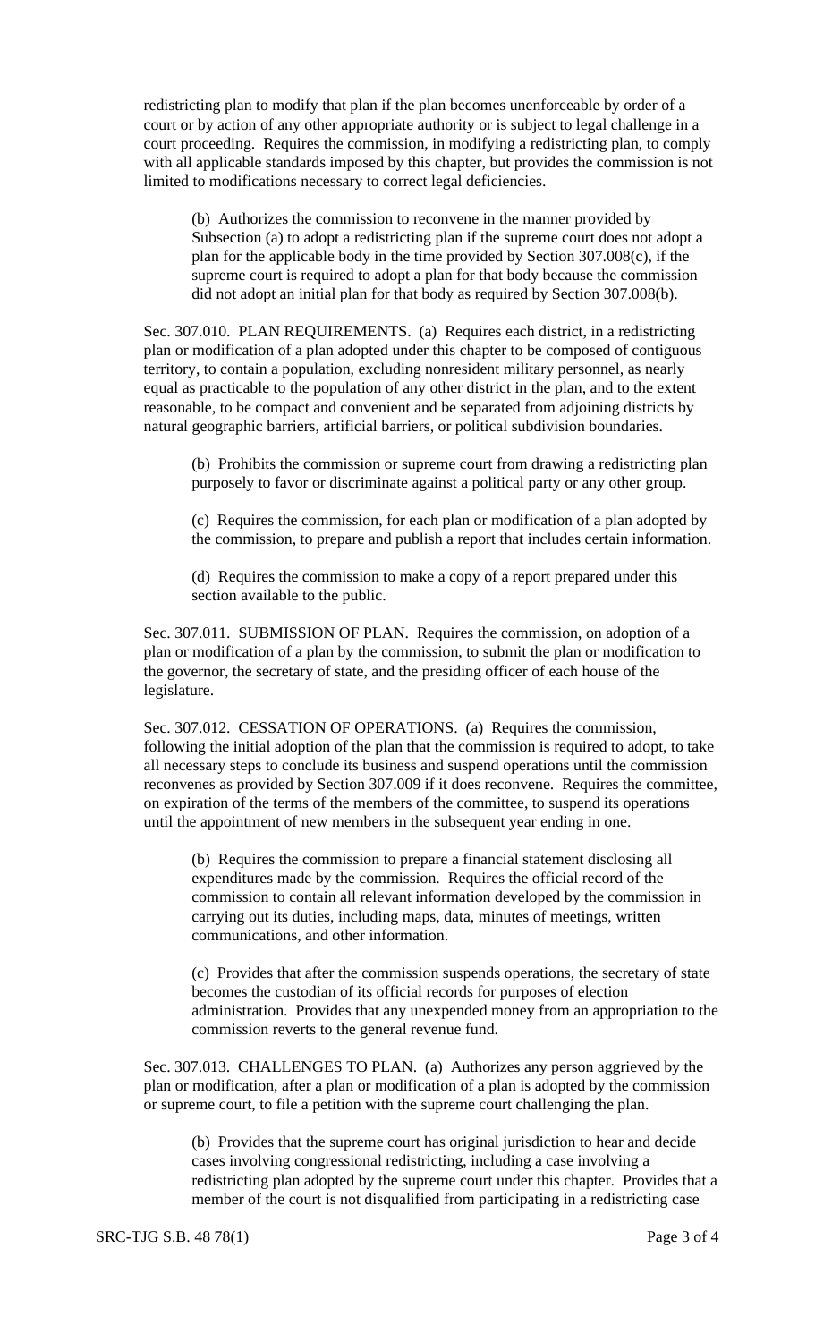redistricting plan to modify that plan if the plan becomes unenforceable by order of a court or by action of any other appropriate authority or is subject to legal challenge in a court proceeding. Requires the commission, in modifying a redistricting plan, to comply with all applicable standards imposed by this chapter, but provides the commission is not limited to modifications necessary to correct legal deficiencies.

(b) Authorizes the commission to reconvene in the manner provided by Subsection (a) to adopt a redistricting plan if the supreme court does not adopt a plan for the applicable body in the time provided by Section 307.008(c), if the supreme court is required to adopt a plan for that body because the commission did not adopt an initial plan for that body as required by Section 307.008(b).

Sec. 307.010. PLAN REQUIREMENTS. (a) Requires each district, in a redistricting plan or modification of a plan adopted under this chapter to be composed of contiguous territory, to contain a population, excluding nonresident military personnel, as nearly equal as practicable to the population of any other district in the plan, and to the extent reasonable, to be compact and convenient and be separated from adjoining districts by natural geographic barriers, artificial barriers, or political subdivision boundaries.

(b) Prohibits the commission or supreme court from drawing a redistricting plan purposely to favor or discriminate against a political party or any other group.

(c) Requires the commission, for each plan or modification of a plan adopted by the commission, to prepare and publish a report that includes certain information.

(d) Requires the commission to make a copy of a report prepared under this section available to the public.

Sec. 307.011. SUBMISSION OF PLAN. Requires the commission, on adoption of a plan or modification of a plan by the commission, to submit the plan or modification to the governor, the secretary of state, and the presiding officer of each house of the legislature.

Sec. 307.012. CESSATION OF OPERATIONS. (a) Requires the commission, following the initial adoption of the plan that the commission is required to adopt, to take all necessary steps to conclude its business and suspend operations until the commission reconvenes as provided by Section 307.009 if it does reconvene. Requires the committee, on expiration of the terms of the members of the committee, to suspend its operations until the appointment of new members in the subsequent year ending in one.

(b) Requires the commission to prepare a financial statement disclosing all expenditures made by the commission. Requires the official record of the commission to contain all relevant information developed by the commission in carrying out its duties, including maps, data, minutes of meetings, written communications, and other information.

(c) Provides that after the commission suspends operations, the secretary of state becomes the custodian of its official records for purposes of election administration. Provides that any unexpended money from an appropriation to the commission reverts to the general revenue fund.

Sec. 307.013. CHALLENGES TO PLAN. (a) Authorizes any person aggrieved by the plan or modification, after a plan or modification of a plan is adopted by the commission or supreme court, to file a petition with the supreme court challenging the plan.

(b) Provides that the supreme court has original jurisdiction to hear and decide cases involving congressional redistricting, including a case involving a redistricting plan adopted by the supreme court under this chapter. Provides that a member of the court is not disqualified from participating in a redistricting case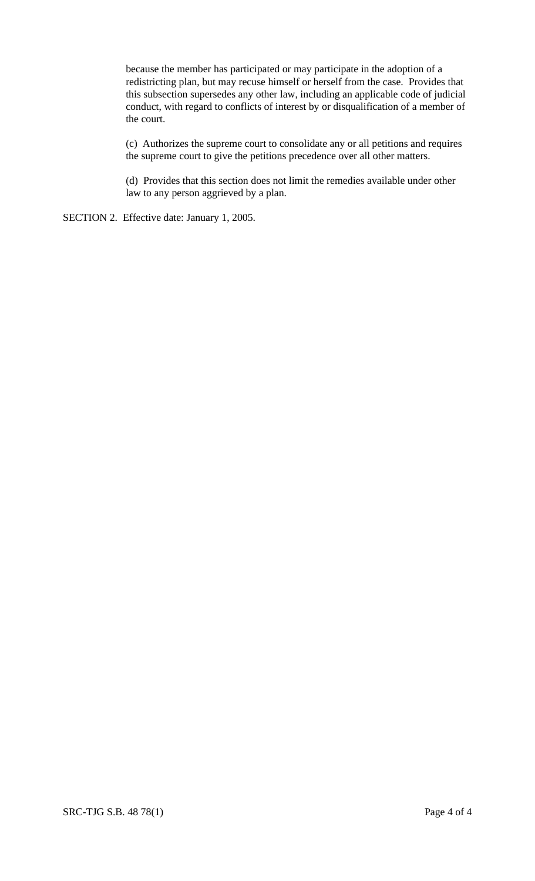because the member has participated or may participate in the adoption of a redistricting plan, but may recuse himself or herself from the case. Provides that this subsection supersedes any other law, including an applicable code of judicial conduct, with regard to conflicts of interest by or disqualification of a member of the court.

(c) Authorizes the supreme court to consolidate any or all petitions and requires the supreme court to give the petitions precedence over all other matters.

(d) Provides that this section does not limit the remedies available under other law to any person aggrieved by a plan.

SECTION 2. Effective date: January 1, 2005.